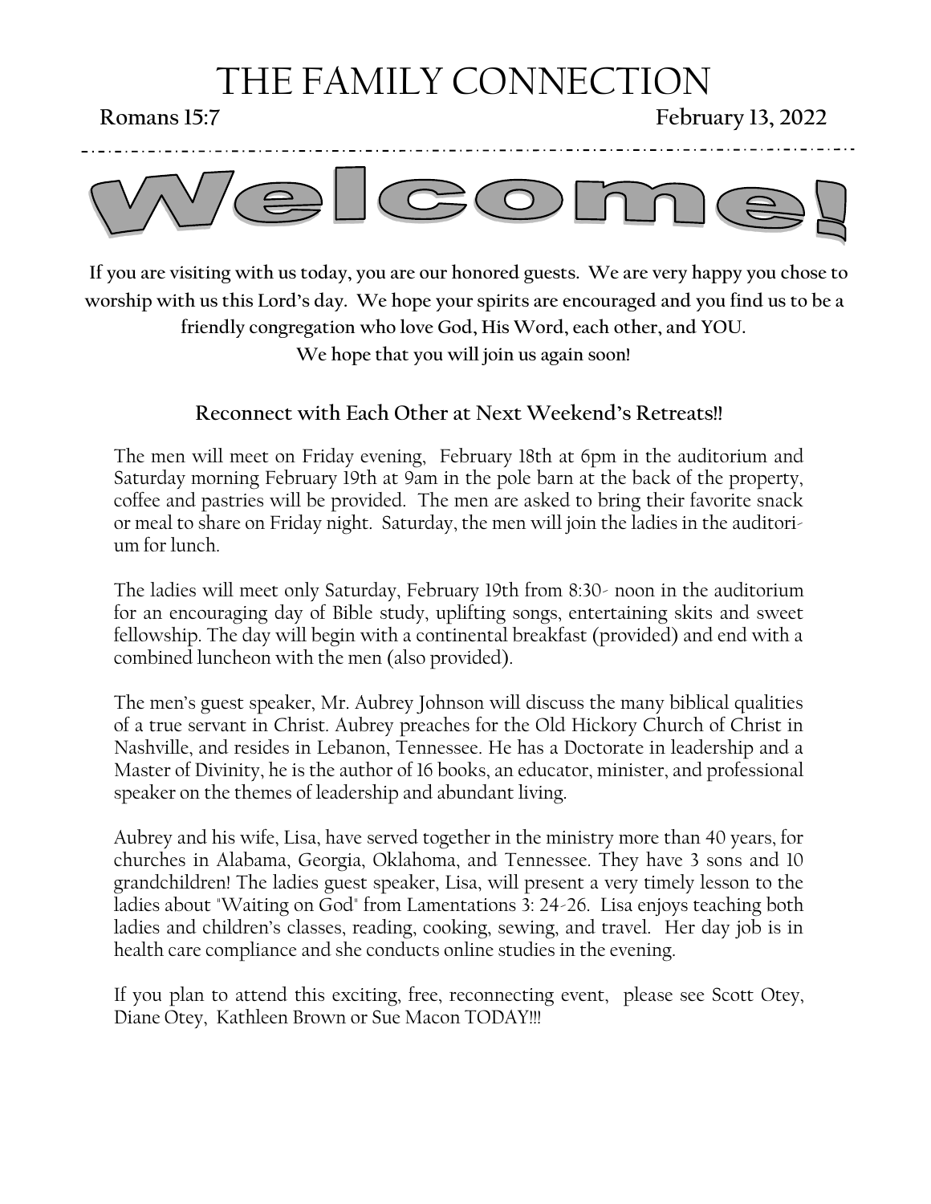# THE FAMILY CONNECTION

**Romans 15:7** **February 13, 2022**

# Welcome!

**If you are visiting with us today, you are our honored guests. We are very happy you chose to worship with us this Lord's day. We hope your spirits are encouraged and you find us to be a friendly congregation who love God, His Word, each other, and YOU.**

**We hope that you will join us again soon!**

## Reconnect with Each Other at Next Weekend's Retreats!!

The men will meet on Friday evening, February 18th at 6pm in the auditorium and Saturday morning February 19th at 9am in the pole barn at the back of the property, coffee and pastries will be provided. The men are asked to bring their favorite snack or meal to share on Friday night. Saturday, the men will join the ladies in the auditorium for lunch.

The ladies will meet only Saturday, February 19th from 8:30- noon in the auditorium for an encouraging day of Bible study, uplifting songs, entertaining skits and sweet fellowship. The day will begin with a continental breakfast (provided) and end with a combined luncheon with the men (also provided).

The men's guest speaker, Mr. Aubrey Johnson will discuss the many biblical qualities of a true servant in Christ. Aubrey preaches for the Old Hickory Church of Christ in Nashville, and resides in Lebanon, Tennessee. He has a Doctorate in leadership and a Master of Divinity, he is the author of 16 books, an educator, minister, and professional speaker on the themes of leadership and abundant living.

Aubrey and his wife, Lisa, have served together in the ministry more than 40 years, for churches in Alabama, Georgia, Oklahoma, and Tennessee. They have 3 sons and 10 grandchildren! The ladies guest speaker, Lisa, will present a very timely lesson to the ladies about "Waiting on God" from Lamentations 3: 24-26. Lisa enjoys teaching both ladies and children's classes, reading, cooking, sewing, and travel. Her day job is in health care compliance and she conducts online studies in the evening.

If you plan to attend this exciting, free, reconnecting event, please see Scott Otey, Diane Otey, Kathleen Brown or Sue Macon TODAY!!!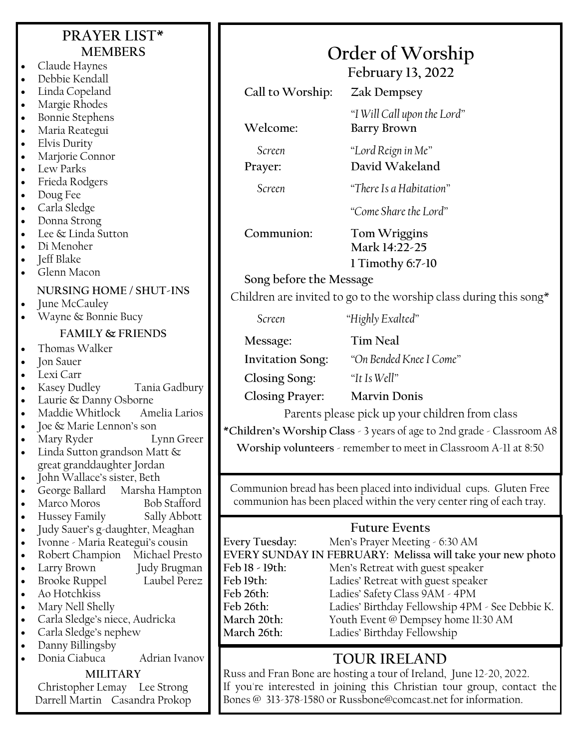# PRAYER LIST*

## MEMBERS

- Claude Haynes
- Debbie Kendall
- Linda Copeland
- Margie Rhodes
- Bonnie Stephens
- Maria Reategui
- Elvis Durity
- Marjorie Connor
- Lew Parks
- Frieda Rodgers
- Doug Fee
- Carla Sledge
- Donna Strong
- Lee & Linda Sutton
- Di Menoher
- Jeff Blake
- Glenn Macon

### NURSING HOME / SHUT-INS

- June McCauley
- Wayne & Bonnie Bucy

### FAMILY & FRIENDS

- Thomas Walker
- Jon Sauer
- Lexi Carr
- Kasey Dudley    Tania Gadbury
- Laurie & Danny Osborne
- Maddie Whitlock    Amelia Larios
- Joe & Marie Lennon's son
- Mary Ryder    Lynn Greer
- Linda Sutton grandson Matt & great granddaughter Jordan
- John Wallace's sister, Beth
- George Ballard    Marsha Hampton
- Marco Moros    Bob Stafford
- Hussey Family    Sally Abbott
- Judy Sauer's g-daughter, Meaghan
- Ivonne - Maria Reategui's cousin
- Robert Champion    Michael Presto
- Larry Brown    Judy Brugman
- Brooke Ruppel    Laubel Perez
- Ao Hotchkiss
- Mary Nell Shelly
- Carla Sledge's niece, Audricka
- Carla Sledge's nephew
- Danny Billingsby
- Donia Ciabuca    Adrian Ivanov

### MILITARY

Christopher Lemay    Lee Strong
Darrell Martin    Casandra Prokop

# Order of Worship

**February 13, 2022**

**Call to Worship:** **Zak Dempsey**

*"I Will Call upon the Lord"*

**Welcome:** **Barry Brown**

*Screen* *"Lord Reign in Me"*

**Prayer:** **David Wakeland**

*Screen* *"There Is a Habitation"*

*"Come Share the Lord"*

**Communion:** **Tom Wriggins**
**Mark 14:22-25**
**1 Timothy 6:7-10**

**Song before the Message**

Children are invited to go to the worship class during this song*

*Screen* *"Highly Exalted"*

**Message:** **Tim Neal**

**Invitation Song:** *"On Bended Knee I Come"*

**Closing Song:** *"It Is Well"*

**Closing Prayer:** **Marvin Donis**

Parents please pick up your children from class

***Children's Worship Class** - 3 years of age to 2nd grade - Classroom A8

**Worship volunteers** - remember to meet in Classroom A-11 at 8:50

Communion bread has been placed into individual cups. Gluten Free communion has been placed within the very center ring of each tray.

## Future Events

**Every Tuesday:** Men's Prayer Meeting - 6:30 AM
**EVERY SUNDAY IN FEBRUARY: Melissa will take your new photo**
**Feb 18 - 19th:** Men's Retreat with guest speaker
**Feb 19th:** Ladies' Retreat with guest speaker
**Feb 26th:** Ladies' Safety Class 9AM - 4PM
**Feb 26th:** Ladies' Birthday Fellowship 4PM - See Debbie K.
**March 20th:** Youth Event @ Dempsey home 11:30 AM
**March 26th:** Ladies' Birthday Fellowship

## TOUR IRELAND

Russ and Fran Bone are hosting a tour of Ireland, June 12-20, 2022. If you're interested in joining this Christian tour group, contact the Bones @ 313-378-1580 or Russbone@comcast.net for information.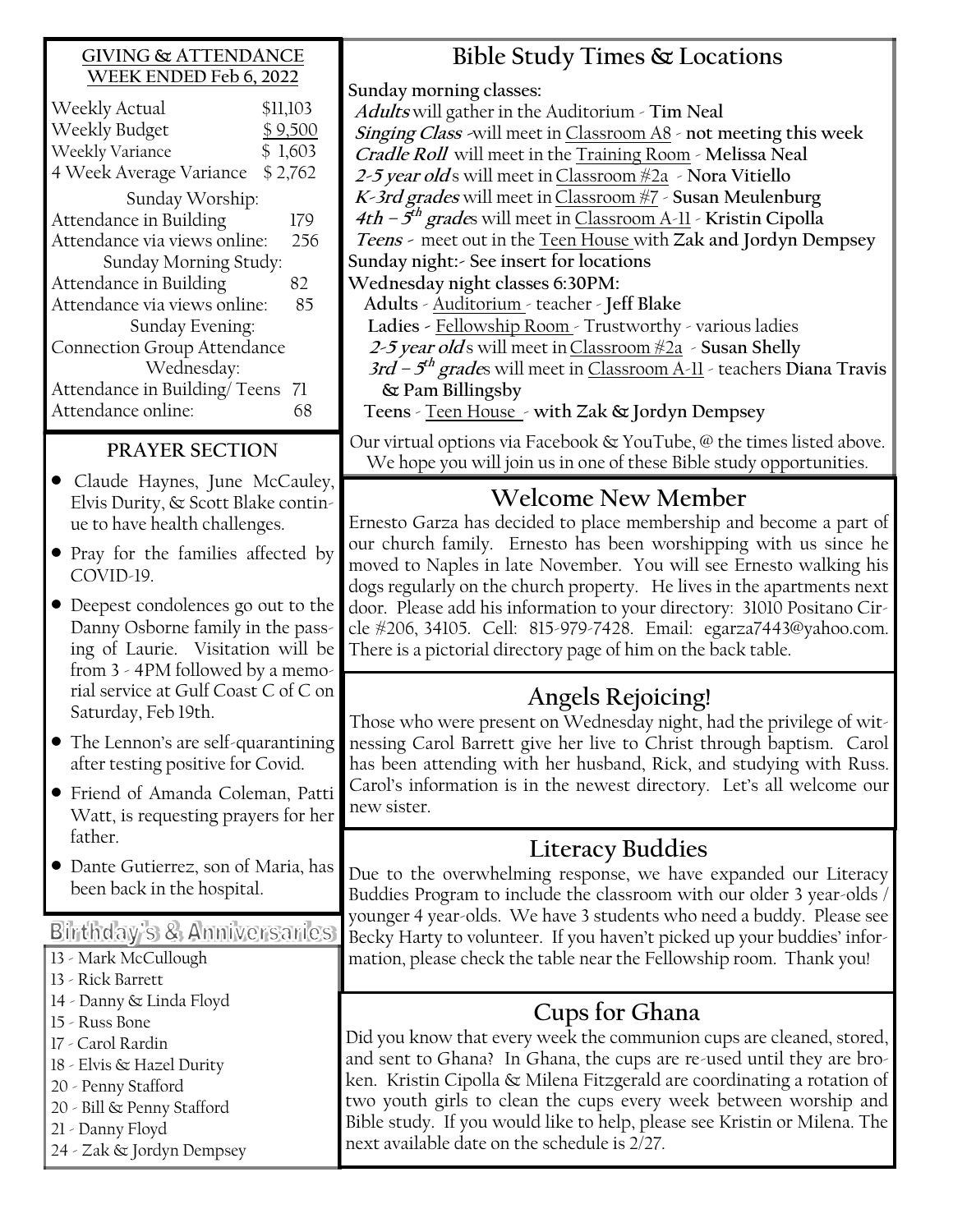## GIVING & ATTENDANCE
### WEEK ENDED Feb 6, 2022

| | |
|---|---|
| Weekly Actual | $11,103 |
| Weekly Budget | $ 9,500 |
| Weekly Variance | $ 1,603 |
| 4 Week Average Variance | $ 2,762 |

Sunday Worship:

| | |
|---|---|
| Attendance in Building | 179 |
| Attendance via views online: | 256 |

Sunday Morning Study:

| | |
|---|---|
| Attendance in Building | 82 |
| Attendance via views online: | 85 |

Sunday Evening:

Connection Group Attendance

Wednesday:

| | |
|---|---|
| Attendance in Building/ Teens | 71 |
| Attendance online: | 68 |

## PRAYER SECTION

- Claude Haynes, June McCauley, Elvis Durity, & Scott Blake continue to have health challenges.
- Pray for the families affected by COVID-19.
- Deepest condolences go out to the Danny Osborne family in the passing of Laurie. Visitation will be from 3 - 4PM followed by a memorial service at Gulf Coast C of C on Saturday, Feb 19th.
- The Lennon's are self-quarantining after testing positive for Covid.
- Friend of Amanda Coleman, Patti Watt, is requesting prayers for her father.
- Dante Gutierrez, son of Maria, has been back in the hospital.

## Birthday's & Anniversaries

13 - Mark McCullough
13 - Rick Barrett
14 - Danny & Linda Floyd
15 - Russ Bone
17 - Carol Rardin
18 - Elvis & Hazel Durity
20 - Penny Stafford
20 - Bill & Penny Stafford
21 - Danny Floyd
24 - Zak & Jordyn Dempsey

## Bible Study Times & Locations

**Sunday morning classes:**

***Adults*** will gather in the Auditorium - **Tim Neal**
***Singing Class*** -will meet in Classroom A8 - **not meeting this week**
***Cradle Roll*** will meet in the Training Room - **Melissa Neal**
***2-5 year old***s will meet in Classroom #2a - **Nora Vitiello**
***K-3rd grades*** will meet in Classroom #7 - **Susan Meulenburg**
***4th – 5th grade***s will meet in Classroom A-11 - **Kristin Cipolla**
***Teens*** - meet out in the Teen House with **Zak and Jordyn Dempsey**

**Sunday night:- See insert for locations**

**Wednesday night classes 6:30PM:**

**Adults** - Auditorium - teacher - **Jeff Blake**
**Ladies** - Fellowship Room - Trustworthy - various ladies
***2-5 year old***s will meet in Classroom #2a - **Susan Shelly**
***3rd – 5th grade***s will meet in Classroom A-11 - teachers **Diana Travis & Pam Billingsby**
**Teens** - Teen House - **with Zak & Jordyn Dempsey**

Our virtual options via Facebook & YouTube, @ the times listed above. We hope you will join us in one of these Bible study opportunities.

## Welcome New Member

Ernesto Garza has decided to place membership and become a part of our church family. Ernesto has been worshipping with us since he moved to Naples in late November. You will see Ernesto walking his dogs regularly on the church property. He lives in the apartments next door. Please add his information to your directory: 31010 Positano Circle #206, 34105. Cell: 815-979-7428. Email: egarza7443@yahoo.com. There is a pictorial directory page of him on the back table.

## Angels Rejoicing!

Those who were present on Wednesday night, had the privilege of witnessing Carol Barrett give her live to Christ through baptism. Carol has been attending with her husband, Rick, and studying with Russ. Carol's information is in the newest directory. Let's all welcome our new sister.

## Literacy Buddies

Due to the overwhelming response, we have expanded our Literacy Buddies Program to include the classroom with our older 3 year-olds / younger 4 year-olds. We have 3 students who need a buddy. Please see Becky Harty to volunteer. If you haven't picked up your buddies' information, please check the table near the Fellowship room. Thank you!

## Cups for Ghana

Did you know that every week the communion cups are cleaned, stored, and sent to Ghana? In Ghana, the cups are re-used until they are broken. Kristin Cipolla & Milena Fitzgerald are coordinating a rotation of two youth girls to clean the cups every week between worship and Bible study. If you would like to help, please see Kristin or Milena. The next available date on the schedule is 2/27.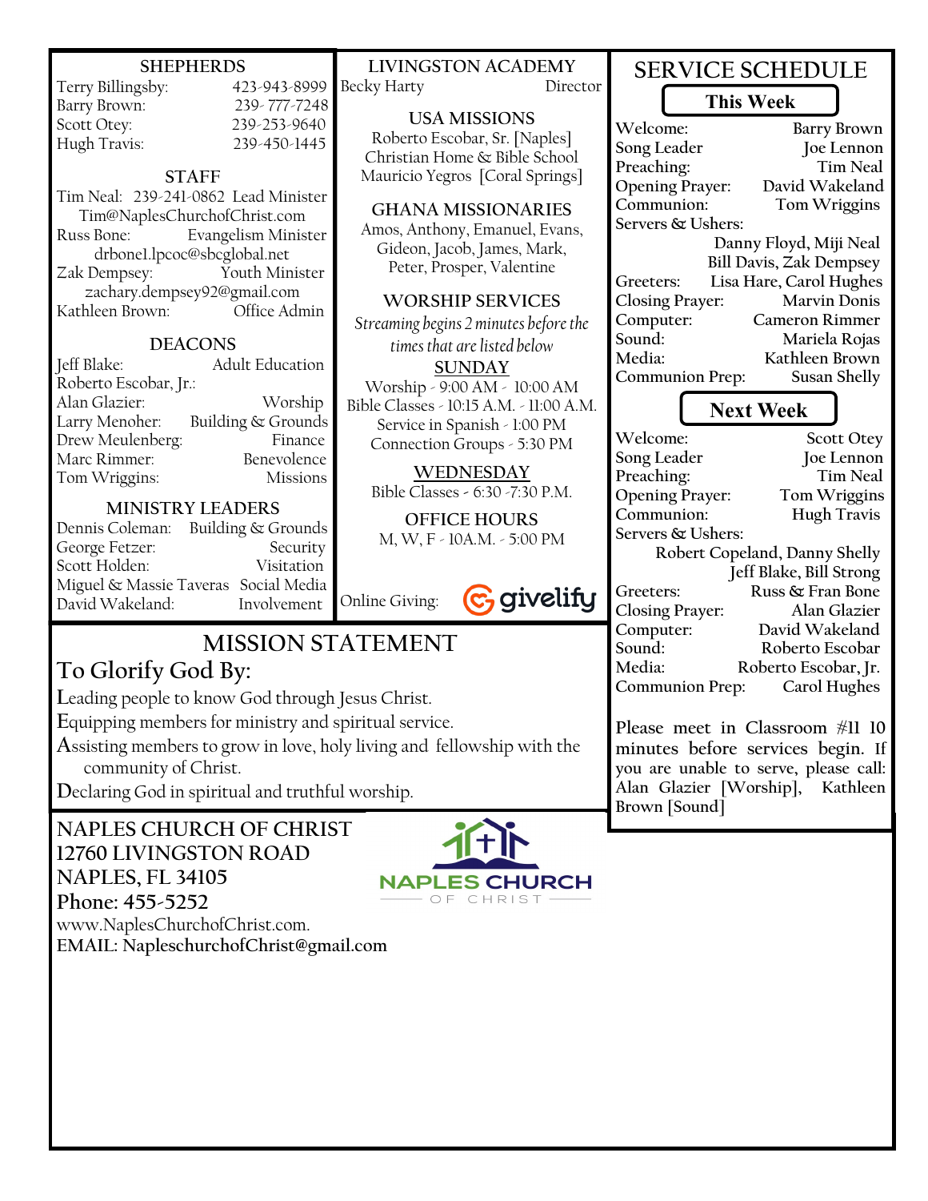## SHEPHERDS

| | |
|---|---|
| Terry Billingsby: | 423-943-8999 |
| Barry Brown: | 239- 777-7248 |
| Scott Otey: | 239-253-9640 |
| Hugh Travis: | 239-450-1445 |

## STAFF

Tim Neal: 239-241-0862 Lead Minister
Tim@NaplesChurchofChrist.com

Russ Bone: Evangelism Minister
drbone1.lpcoc@sbcglobal.net

Zak Dempsey: Youth Minister
zachary.dempsey92@gmail.com

Kathleen Brown: Office Admin

## DEACONS

| | |
|---|---|
| Jeff Blake: | Adult Education |
| Roberto Escobar, Jr.: | |
| Alan Glazier: | Worship |
| Larry Menoher: | Building & Grounds |
| Drew Meulenberg: | Finance |
| Marc Rimmer: | Benevolence |
| Tom Wriggins: | Missions |

## MINISTRY LEADERS

| | |
|---|---|
| Dennis Coleman: | Building & Grounds |
| George Fetzer: | Security |
| Scott Holden: | Visitation |
| Miguel & Massie Taveras | Social Media |
| David Wakeland: | Involvement |

## LIVINGSTON ACADEMY

Becky Harty — Director

## USA MISSIONS

Roberto Escobar, Sr. [Naples]
Christian Home & Bible School
Mauricio Yegros [Coral Springs]

## GHANA MISSIONARIES

Amos, Anthony, Emanuel, Evans, Gideon, Jacob, James, Mark, Peter, Prosper, Valentine

## WORSHIP SERVICES

*Streaming begins 2 minutes before the times that are listed below*

**SUNDAY**

Worship - 9:00 AM - 10:00 AM
Bible Classes - 10:15 A.M. - 11:00 A.M.
Service in Spanish - 1:00 PM
Connection Groups - 5:30 PM

**WEDNESDAY**

Bible Classes - 6:30 -7:30 P.M.

## OFFICE HOURS

M, W, F - 10A.M. - 5:00 PM

Online Giving: givelify

# SERVICE SCHEDULE

## This Week

| | |
|---|---|
| Welcome: | Barry Brown |
| Song Leader | Joe Lennon |
| Preaching: | Tim Neal |
| Opening Prayer: | David Wakeland |
| Communion: | Tom Wriggins |
| Servers & Ushers: | Danny Floyd, Miji Neal, Bill Davis, Zak Dempsey |
| Greeters: | Lisa Hare, Carol Hughes |
| Closing Prayer: | Marvin Donis |
| Computer: | Cameron Rimmer |
| Sound: | Mariela Rojas |
| Media: | Kathleen Brown |
| Communion Prep: | Susan Shelly |

## Next Week

| | |
|---|---|
| Welcome: | Scott Otey |
| Song Leader | Joe Lennon |
| Preaching: | Tim Neal |
| Opening Prayer: | Tom Wriggins |
| Communion: | Hugh Travis |
| Servers & Ushers: | Robert Copeland, Danny Shelly, Jeff Blake, Bill Strong |
| Greeters: | Russ & Fran Bone |
| Closing Prayer: | Alan Glazier |
| Computer: | David Wakeland |
| Sound: | Roberto Escobar |
| Media: | Roberto Escobar, Jr. |
| Communion Prep: | Carol Hughes |

Please meet in Classroom #11 10 minutes before services begin. If you are unable to serve, please call: Alan Glazier [Worship], Kathleen Brown [Sound]

## MISSION STATEMENT

### To Glorify God By:

Leading people to know God through Jesus Christ.
Equipping members for ministry and spiritual service.
Assisting members to grow in love, holy living and fellowship with the community of Christ.
Declaring God in spiritual and truthful worship.

**NAPLES CHURCH OF CHRIST**
**12760 LIVINGSTON ROAD**
**NAPLES, FL 34105**
**Phone: 455-5252**
www.NaplesChurchofChrist.com.
**EMAIL: NapleschurchofChrist@gmail.com**

NAPLES CHURCH OF CHRIST